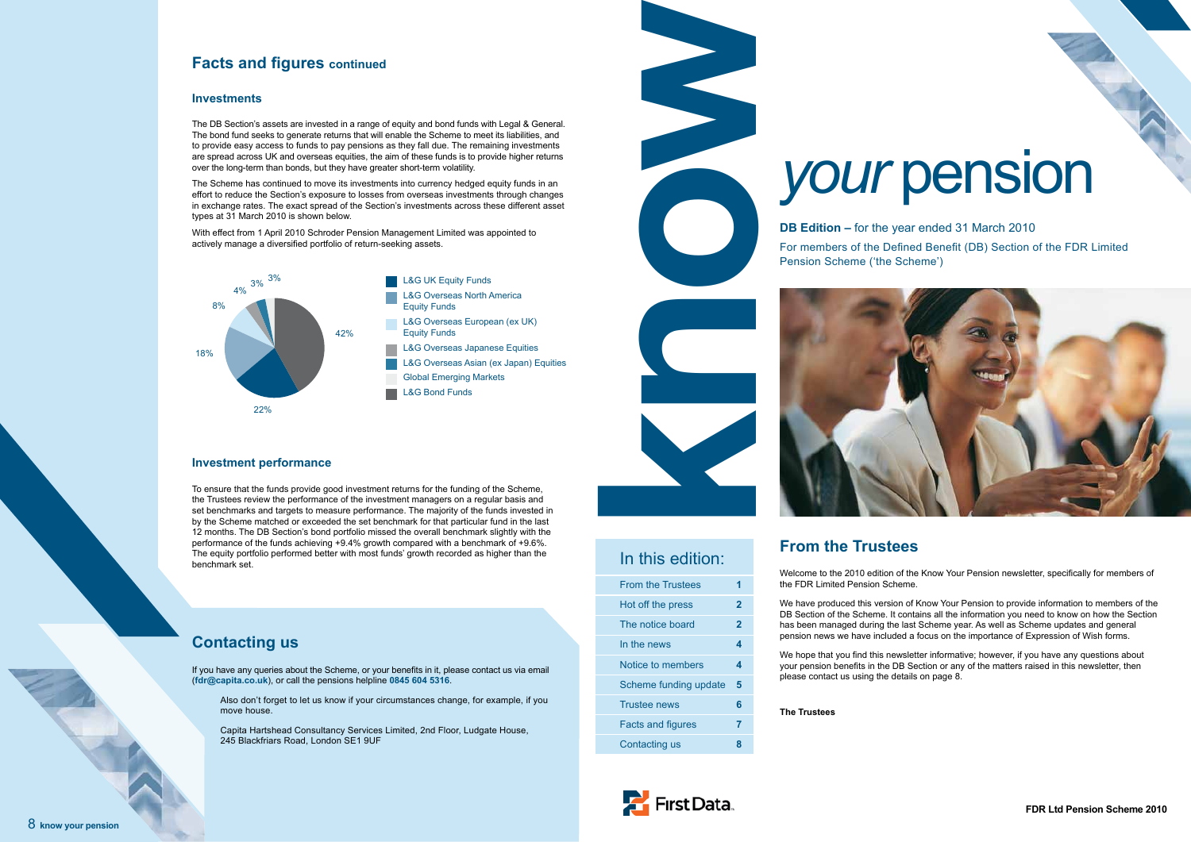## Facts and figures continued

### Investments

The DB Section's assets are invested in a range of equity and bond funds with Legal & General. The bond fund seeks to generate returns that will enable the Scheme to meet its liabilities, and to provide easy access to funds to pay pensions as they fall due. The remaining investments are spread across UK and overseas equities, the aim of these funds is to provide higher returns over the long-term than bonds, but they have greater short-term volatility.

The Scheme has continued to move its investments into currency hedged equity funds in an effort to reduce the Section's exposure to losses from overseas investments through changes in exchange rates. The exact spread of the Section's investments across these different asset types at 31 March 2010 is shown below.

With effect from 1 April 2010 Schroder Pension Management Limited was appointed to actively manage a diversified portfolio of return-seeking assets.

| Asset type | % |
|---|---|
| L&G UK Equity Funds | 22% |
| L&G Overseas North America Equity Funds | 18% |
| L&G Overseas European (ex UK) Equity Funds | 8% |
| L&G Overseas Japanese Equities | 4% |
| L&G Overseas Asian (ex Japan) Equities | 3% |
| Global Emerging Markets | 3% |
| L&G Bond Funds | 42% |

### Investment performance

To ensure that the funds provide good investment returns for the funding of the Scheme, the Trustees review the performance of the investment managers on a regular basis and set benchmarks and targets to measure performance. The majority of the funds invested in by the Scheme matched or exceeded the set benchmark for that particular fund in the last 12 months. The DB Section's bond portfolio missed the overall benchmark slightly with the performance of the funds achieving +9.4% growth compared with a benchmark of +9.6%. The equity portfolio performed better with most funds' growth recorded as higher than the benchmark set.

## Contacting us

If you have any queries about the Scheme, or your benefits in it, please contact us via email (**fdr@capita.co.uk**), or call the pensions helpline **0845 604 5316**.

Also don't forget to let us know if your circumstances change, for example, if you move house.

Capita Hartshead Consultancy Services Limited, 2nd Floor, Ludgate House, 245 Blackfriars Road, London SE1 9UF

# know *your* pension

**DB Edition –** for the year ended 31 March 2010

For members of the Defined Benefit (DB) Section of the FDR Limited Pension Scheme ('the Scheme')

## In this edition:

| Section | Page |
|---|---|
| From the Trustees | 1 |
| Hot off the press | 2 |
| The notice board | 2 |
| In the news | 4 |
| Notice to members | 4 |
| Scheme funding update | 5 |
| Trustee news | 6 |
| Facts and figures | 7 |
| Contacting us | 8 |

## From the Trustees

Welcome to the 2010 edition of the Know Your Pension newsletter, specifically for members of the FDR Limited Pension Scheme.

We have produced this version of Know Your Pension to provide information to members of the DB Section of the Scheme. It contains all the information you need to know on how the Section has been managed during the last Scheme year. As well as Scheme updates and general pension news we have included a focus on the importance of Expression of Wish forms.

We hope that you find this newsletter informative; however, if you have any questions about your pension benefits in the DB Section or any of the matters raised in this newsletter, then please contact us using the details on page 8.

**The Trustees**

First Data.

**FDR Ltd Pension Scheme 2010**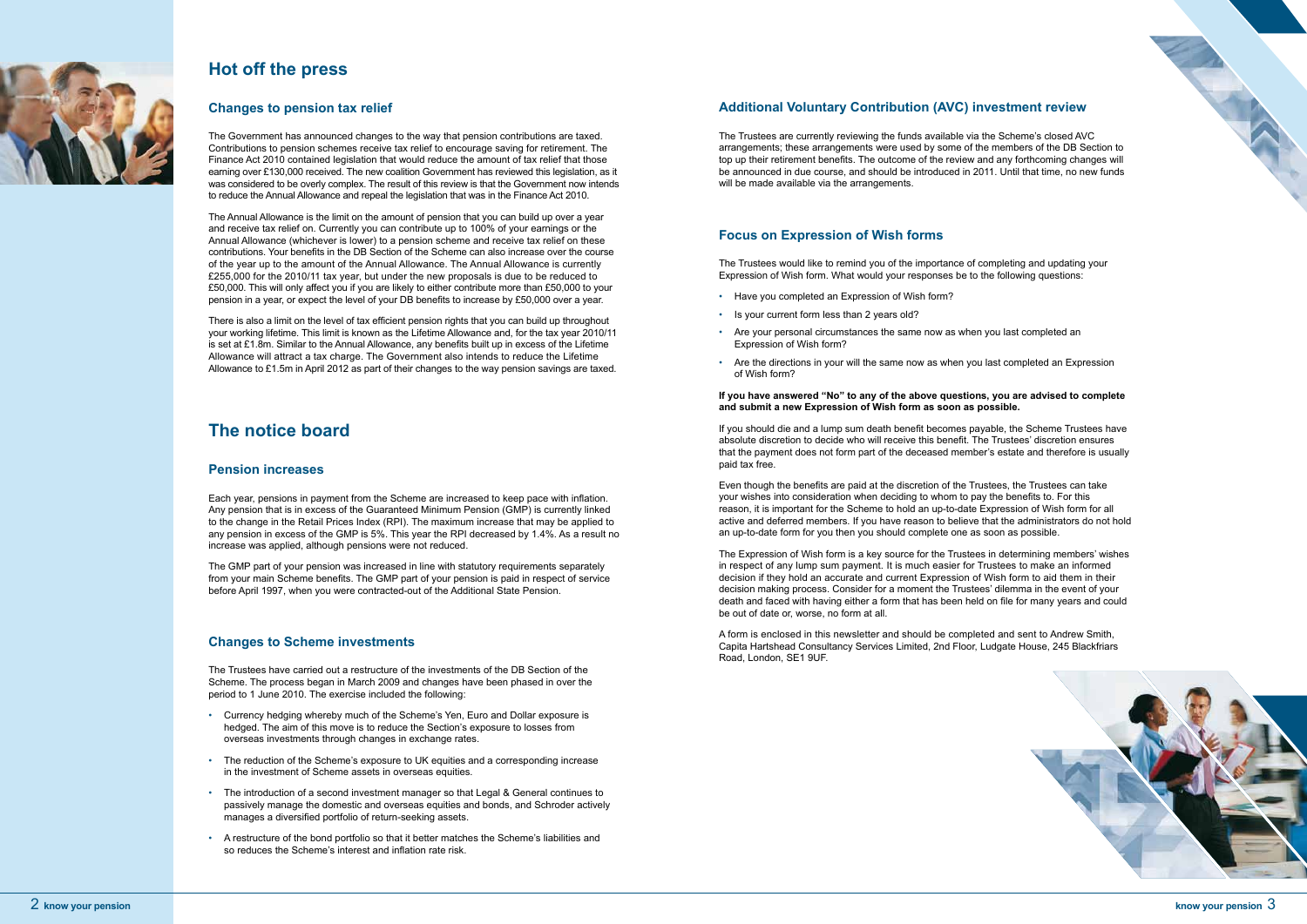# Hot off the press

## Changes to pension tax relief

The Government has announced changes to the way that pension contributions are taxed. Contributions to pension schemes receive tax relief to encourage saving for retirement. The Finance Act 2010 contained legislation that would reduce the amount of tax relief that those earning over £130,000 received. The new coalition Government has reviewed this legislation, as it was considered to be overly complex. The result of this review is that the Government now intends to reduce the Annual Allowance and repeal the legislation that was in the Finance Act 2010.

The Annual Allowance is the limit on the amount of pension that you can build up over a year and receive tax relief on. Currently you can contribute up to 100% of your earnings or the Annual Allowance (whichever is lower) to a pension scheme and receive tax relief on these contributions. Your benefits in the DB Section of the Scheme can also increase over the course of the year up to the amount of the Annual Allowance. The Annual Allowance is currently £255,000 for the 2010/11 tax year, but under the new proposals is due to be reduced to £50,000. This will only affect you if you are likely to either contribute more than £50,000 to your pension in a year, or expect the level of your DB benefits to increase by £50,000 over a year.

There is also a limit on the level of tax efficient pension rights that you can build up throughout your working lifetime. This limit is known as the Lifetime Allowance and, for the tax year 2010/11 is set at £1.8m. Similar to the Annual Allowance, any benefits built up in excess of the Lifetime Allowance will attract a tax charge. The Government also intends to reduce the Lifetime Allowance to £1.5m in April 2012 as part of their changes to the way pension savings are taxed.

# The notice board

## Pension increases

Each year, pensions in payment from the Scheme are increased to keep pace with inflation. Any pension that is in excess of the Guaranteed Minimum Pension (GMP) is currently linked to the change in the Retail Prices Index (RPI). The maximum increase that may be applied to any pension in excess of the GMP is 5%. This year the RPI decreased by 1.4%. As a result no increase was applied, although pensions were not reduced.

The GMP part of your pension was increased in line with statutory requirements separately from your main Scheme benefits. The GMP part of your pension is paid in respect of service before April 1997, when you were contracted-out of the Additional State Pension.

## Changes to Scheme investments

The Trustees have carried out a restructure of the investments of the DB Section of the Scheme. The process began in March 2009 and changes have been phased in over the period to 1 June 2010. The exercise included the following:

- Currency hedging whereby much of the Scheme's Yen, Euro and Dollar exposure is hedged. The aim of this move is to reduce the Section's exposure to losses from overseas investments through changes in exchange rates.
- The reduction of the Scheme's exposure to UK equities and a corresponding increase in the investment of Scheme assets in overseas equities.
- The introduction of a second investment manager so that Legal & General continues to passively manage the domestic and overseas equities and bonds, and Schroder actively manages a diversified portfolio of return-seeking assets.
- A restructure of the bond portfolio so that it better matches the Scheme's liabilities and so reduces the Scheme's interest and inflation rate risk.

## Additional Voluntary Contribution (AVC) investment review

The Trustees are currently reviewing the funds available via the Scheme's closed AVC arrangements; these arrangements were used by some of the members of the DB Section to top up their retirement benefits. The outcome of the review and any forthcoming changes will be announced in due course, and should be introduced in 2011. Until that time, no new funds will be made available via the arrangements.

## Focus on Expression of Wish forms

The Trustees would like to remind you of the importance of completing and updating your Expression of Wish form. What would your responses be to the following questions:

- Have you completed an Expression of Wish form?
- Is your current form less than 2 years old?
- Are your personal circumstances the same now as when you last completed an Expression of Wish form?
- Are the directions in your will the same now as when you last completed an Expression of Wish form?

**If you have answered "No" to any of the above questions, you are advised to complete and submit a new Expression of Wish form as soon as possible.**

If you should die and a lump sum death benefit becomes payable, the Scheme Trustees have absolute discretion to decide who will receive this benefit. The Trustees' discretion ensures that the payment does not form part of the deceased member's estate and therefore is usually paid tax free.

Even though the benefits are paid at the discretion of the Trustees, the Trustees can take your wishes into consideration when deciding to whom to pay the benefits to. For this reason, it is important for the Scheme to hold an up-to-date Expression of Wish form for all active and deferred members. If you have reason to believe that the administrators do not hold an up-to-date form for you then you should complete one as soon as possible.

The Expression of Wish form is a key source for the Trustees in determining members' wishes in respect of any lump sum payment. It is much easier for Trustees to make an informed decision if they hold an accurate and current Expression of Wish form to aid them in their decision making process. Consider for a moment the Trustees' dilemma in the event of your death and faced with having either a form that has been held on file for many years and could be out of date or, worse, no form at all.

A form is enclosed in this newsletter and should be completed and sent to Andrew Smith, Capita Hartshead Consultancy Services Limited, 2nd Floor, Ludgate House, 245 Blackfriars Road, London, SE1 9UF.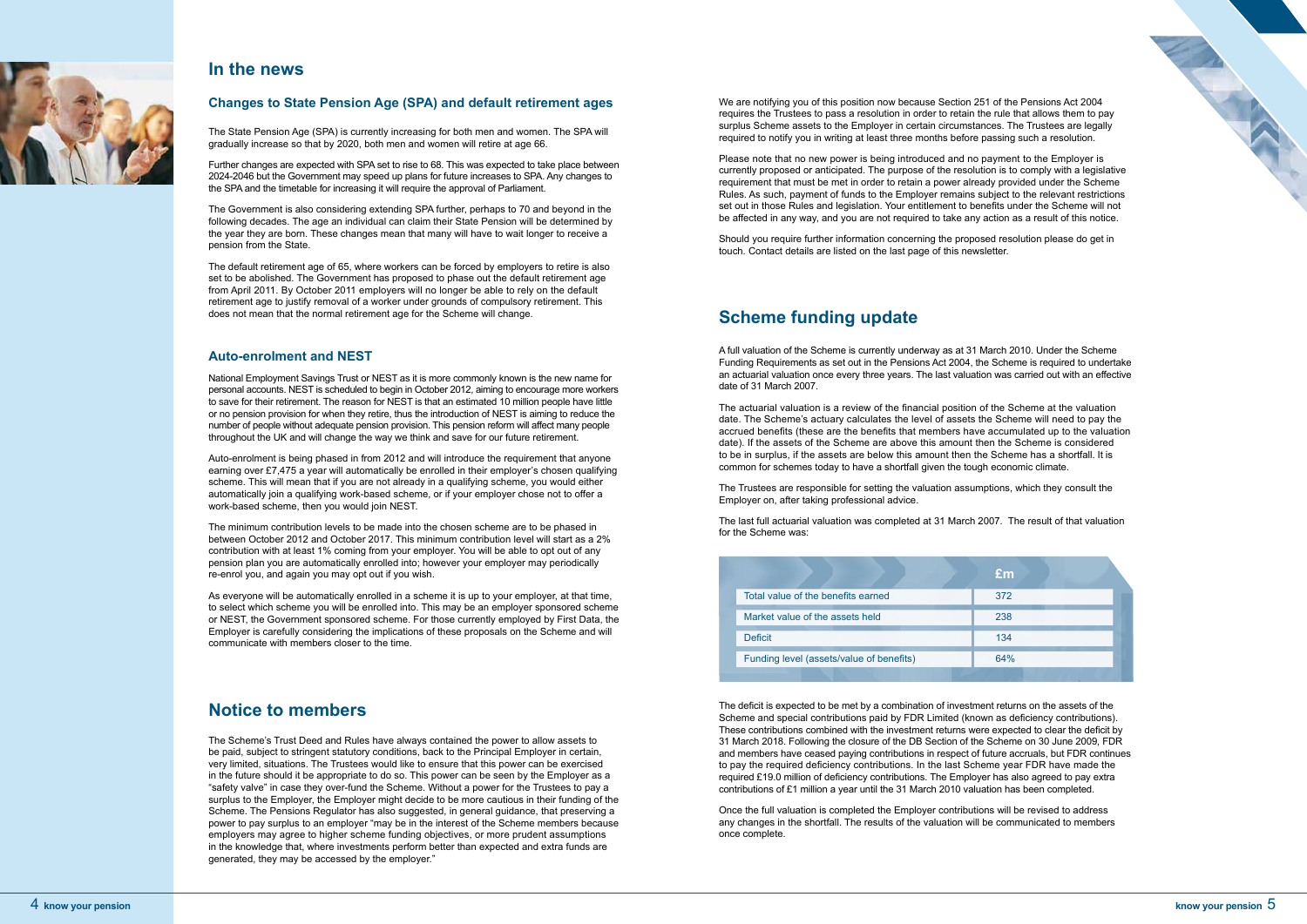# In the news

## Changes to State Pension Age (SPA) and default retirement ages

The State Pension Age (SPA) is currently increasing for both men and women. The SPA will gradually increase so that by 2020, both men and women will retire at age 66.

Further changes are expected with SPA set to rise to 68. This was expected to take place between 2024-2046 but the Government may speed up plans for future increases to SPA. Any changes to the SPA and the timetable for increasing it will require the approval of Parliament.

The Government is also considering extending SPA further, perhaps to 70 and beyond in the following decades. The age an individual can claim their State Pension will be determined by the year they are born. These changes mean that many will have to wait longer to receive a pension from the State.

The default retirement age of 65, where workers can be forced by employers to retire is also set to be abolished. The Government has proposed to phase out the default retirement age from April 2011. By October 2011 employers will no longer be able to rely on the default retirement age to justify removal of a worker under grounds of compulsory retirement. This does not mean that the normal retirement age for the Scheme will change.

## Auto-enrolment and NEST

National Employment Savings Trust or NEST as it is more commonly known is the new name for personal accounts. NEST is scheduled to begin in October 2012, aiming to encourage more workers to save for their retirement. The reason for NEST is that an estimated 10 million people have little or no pension provision for when they retire, thus the introduction of NEST is aiming to reduce the number of people without adequate pension provision. This pension reform will affect many people throughout the UK and will change the way we think and save for our future retirement.

Auto-enrolment is being phased in from 2012 and will introduce the requirement that anyone earning over £7,475 a year will automatically be enrolled in their employer's chosen qualifying scheme. This will mean that if you are not already in a qualifying scheme, you would either automatically join a qualifying work-based scheme, or if your employer chose not to offer a work-based scheme, then you would join NEST.

The minimum contribution levels to be made into the chosen scheme are to be phased in between October 2012 and October 2017. This minimum contribution level will start as a 2% contribution with at least 1% coming from your employer. You will be able to opt out of any pension plan you are automatically enrolled into; however your employer may periodically re-enrol you, and again you may opt out if you wish.

As everyone will be automatically enrolled in a scheme it is up to your employer, at that time, to select which scheme you will be enrolled into. This may be an employer sponsored scheme or NEST, the Government sponsored scheme. For those currently employed by First Data, the Employer is carefully considering the implications of these proposals on the Scheme and will communicate with members closer to the time.

# Notice to members

The Scheme's Trust Deed and Rules have always contained the power to allow assets to be paid, subject to stringent statutory conditions, back to the Principal Employer in certain, very limited, situations. The Trustees would like to ensure that this power can be exercised in the future should it be appropriate to do so. This power can be seen by the Employer as a "safety valve" in case they over-fund the Scheme. Without a power for the Trustees to pay a surplus to the Employer, the Employer might decide to be more cautious in their funding of the Scheme. The Pensions Regulator has also suggested, in general guidance, that preserving a power to pay surplus to an employer "may be in the interest of the Scheme members because employers may agree to higher scheme funding objectives, or more prudent assumptions in the knowledge that, where investments perform better than expected and extra funds are generated, they may be accessed by the employer."

We are notifying you of this position now because Section 251 of the Pensions Act 2004 requires the Trustees to pass a resolution in order to retain the rule that allows them to pay surplus Scheme assets to the Employer in certain circumstances. The Trustees are legally required to notify you in writing at least three months before passing such a resolution.

Please note that no new power is being introduced and no payment to the Employer is currently proposed or anticipated. The purpose of the resolution is to comply with a legislative requirement that must be met in order to retain a power already provided under the Scheme Rules. As such, payment of funds to the Employer remains subject to the relevant restrictions set out in those Rules and legislation. Your entitlement to benefits under the Scheme will not be affected in any way, and you are not required to take any action as a result of this notice.

Should you require further information concerning the proposed resolution please do get in touch. Contact details are listed on the last page of this newsletter.

# Scheme funding update

A full valuation of the Scheme is currently underway as at 31 March 2010. Under the Scheme Funding Requirements as set out in the Pensions Act 2004, the Scheme is required to undertake an actuarial valuation once every three years. The last valuation was carried out with an effective date of 31 March 2007.

The actuarial valuation is a review of the financial position of the Scheme at the valuation date. The Scheme's actuary calculates the level of assets the Scheme will need to pay the accrued benefits (these are the benefits that members have accumulated up to the valuation date). If the assets of the Scheme are above this amount then the Scheme is considered to be in surplus, if the assets are below this amount then the Scheme has a shortfall. It is common for schemes today to have a shortfall given the tough economic climate.

The Trustees are responsible for setting the valuation assumptions, which they consult the Employer on, after taking professional advice.

The last full actuarial valuation was completed at 31 March 2007. The result of that valuation for the Scheme was:

| | £m |
|---|---|
| Total value of the benefits earned | 372 |
| Market value of the assets held | 238 |
| Deficit | 134 |
| Funding level (assets/value of benefits) | 64% |

The deficit is expected to be met by a combination of investment returns on the assets of the Scheme and special contributions paid by FDR Limited (known as deficiency contributions). These contributions combined with the investment returns were expected to clear the deficit by 31 March 2018. Following the closure of the DB Section of the Scheme on 30 June 2009, FDR and members have ceased paying contributions in respect of future accruals, but FDR continues to pay the required deficiency contributions. In the last Scheme year FDR have made the required £19.0 million of deficiency contributions. The Employer has also agreed to pay extra contributions of £1 million a year until the 31 March 2010 valuation has been completed.

Once the full valuation is completed the Employer contributions will be revised to address any changes in the shortfall. The results of the valuation will be communicated to members once complete.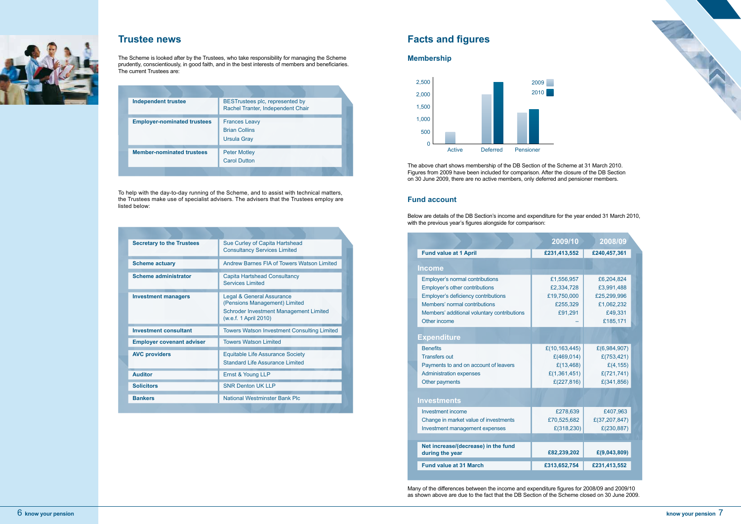## Trustee news

The Scheme is looked after by the Trustees, who take responsibility for managing the Scheme prudently, conscientiously, in good faith, and in the best interests of members and beneficiaries. The current Trustees are:

| | |
|---|---|
| **Independent trustee** | BESTrustees plc, represented by Rachel Tranter, Independent Chair |
| **Employer-nominated trustees** | Frances Leavy<br>Brian Collins<br>Ursula Gray |
| **Member-nominated trustees** | Peter Motley<br>Carol Dutton |

To help with the day-to-day running of the Scheme, and to assist with technical matters, the Trustees make use of specialist advisers. The advisers that the Trustees employ are listed below:

| | |
|---|---|
| **Secretary to the Trustees** | Sue Curley of Capita Hartshead Consultancy Services Limited |
| **Scheme actuary** | Andrew Barnes FIA of Towers Watson Limited |
| **Scheme administrator** | Capita Hartshead Consultancy Services Limited |
| **Investment managers** | Legal & General Assurance (Pensions Management) Limited<br>Schroder Investment Management Limited (w.e.f. 1 April 2010) |
| **Investment consultant** | Towers Watson Investment Consulting Limited |
| **Employer covenant adviser** | Towers Watson Limited |
| **AVC providers** | Equitable Life Assurance Society<br>Standard Life Assurance Limited |
| **Auditor** | Ernst & Young LLP |
| **Solicitors** | SNR Denton UK LLP |
| **Bankers** | National Westminster Bank Plc |

## Facts and figures

### Membership

2,500
2,000
1,500
1,000
500
0
Active
Deferred
Pensioner
2009
2010

The above chart shows membership of the DB Section of the Scheme at 31 March 2010. Figures from 2009 have been included for comparison. After the closure of the DB Section on 30 June 2009, there are no active members, only deferred and pensioner members.

### Fund account

Below are details of the DB Section's income and expenditure for the year ended 31 March 2010, with the previous year's figures alongside for comparison:

| | 2009/10 | 2008/09 |
|---|---|---|
| **Fund value at 1 April** | **£231,413,552** | **£240,457,361** |
| **Income** | | |
| Employer's normal contributions | £1,556,957 | £6,204,824 |
| Employer's other contributions | £2,334,728 | £3,991,488 |
| Employer's deficiency contributions | £19,750,000 | £25,299,996 |
| Members' normal contributions | £255,329 | £1,062,232 |
| Members' additional voluntary contributions | £91,291 | £49,331 |
| Other income | – | £185,171 |
| **Expenditure** | | |
| Benefits | £(10,163,445) | £(6,984,907) |
| Transfers out | £(469,014) | £(753,421) |
| Payments to and on account of leavers | £(13,468) | £(4,155) |
| Administration expenses | £(1,361,451) | £(721,741) |
| Other payments | £(227,816) | £(341,856) |
| **Investments** | | |
| Investment income | £278,639 | £407,963 |
| Change in market value of investments | £70,525,682 | £(37,207,847) |
| Investment management expenses | £(318,230) | £(230,887) |
| **Net increase/(decrease) in the fund during the year** | **£82,239,202** | **£(9,043,809)** |
| **Fund value at 31 March** | **£313,652,754** | **£231,413,552** |

Many of the differences between the income and expenditure figures for 2008/09 and 2009/10 as shown above are due to the fact that the DB Section of the Scheme closed on 30 June 2009.